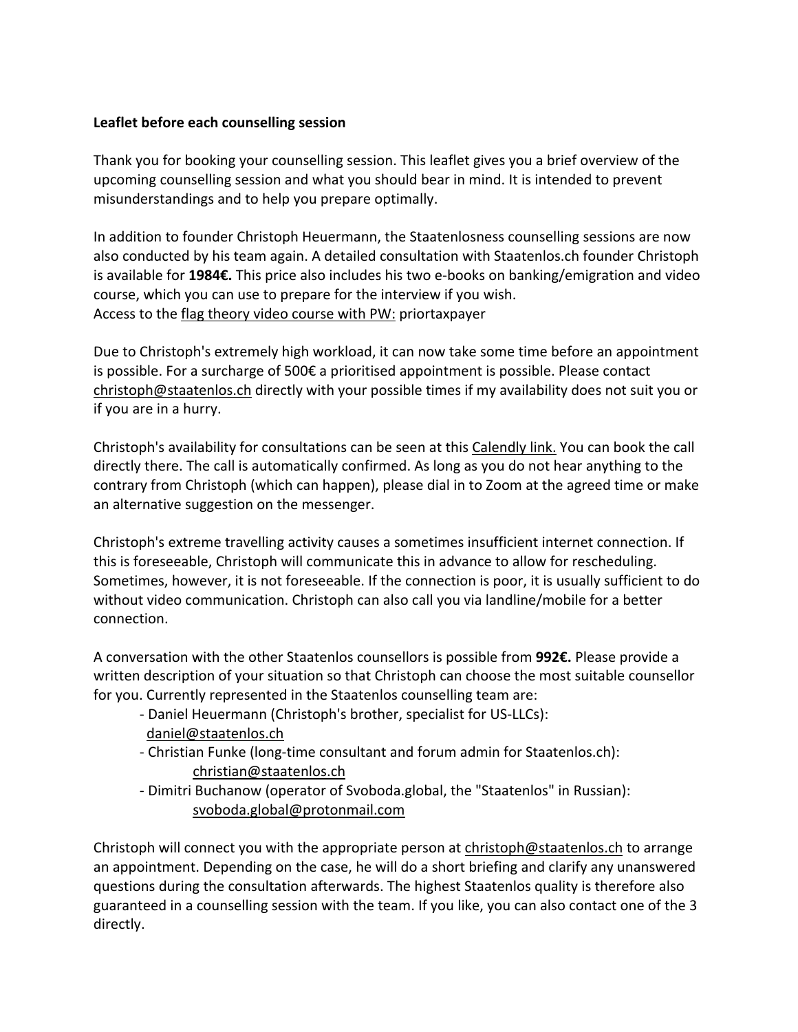**Leaflet before each counselling session**

Thank you for booking your counselling session. This leaflet gives you a brief overview of the upcoming counselling session and what you should bear in mind. It is intended to prevent misunderstandings and to help you prepare optimally.

In addition to founder Christoph Heuermann, the Staatenlosness counselling sessions are now also conducted by his team again. A detailed consultation with Staatenlos.ch founder Christoph is available for **1984€.** This price also includes his two e-books on banking/emigration and video course, which you can use to prepare for the interview if you wish.
Access to the flag theory video course with PW: priortaxpayer

Due to Christoph's extremely high workload, it can now take some time before an appointment is possible. For a surcharge of 500€ a prioritised appointment is possible. Please contact christoph@staatenlos.ch directly with your possible times if my availability does not suit you or if you are in a hurry.

Christoph's availability for consultations can be seen at this Calendly link. You can book the call directly there. The call is automatically confirmed. As long as you do not hear anything to the contrary from Christoph (which can happen), please dial in to Zoom at the agreed time or make an alternative suggestion on the messenger.

Christoph's extreme travelling activity causes a sometimes insufficient internet connection. If this is foreseeable, Christoph will communicate this in advance to allow for rescheduling. Sometimes, however, it is not foreseeable. If the connection is poor, it is usually sufficient to do without video communication. Christoph can also call you via landline/mobile for a better connection.

A conversation with the other Staatenlos counsellors is possible from **992€.** Please provide a written description of your situation so that Christoph can choose the most suitable counsellor for you. Currently represented in the Staatenlos counselling team are:

- Daniel Heuermann (Christoph's brother, specialist for US-LLCs): daniel@staatenlos.ch
- Christian Funke (long-time consultant and forum admin for Staatenlos.ch): christian@staatenlos.ch
- Dimitri Buchanow (operator of Svoboda.global, the "Staatenlos" in Russian): svoboda.global@protonmail.com

Christoph will connect you with the appropriate person at christoph@staatenlos.ch to arrange an appointment. Depending on the case, he will do a short briefing and clarify any unanswered questions during the consultation afterwards. The highest Staatenlos quality is therefore also guaranteed in a counselling session with the team. If you like, you can also contact one of the 3 directly.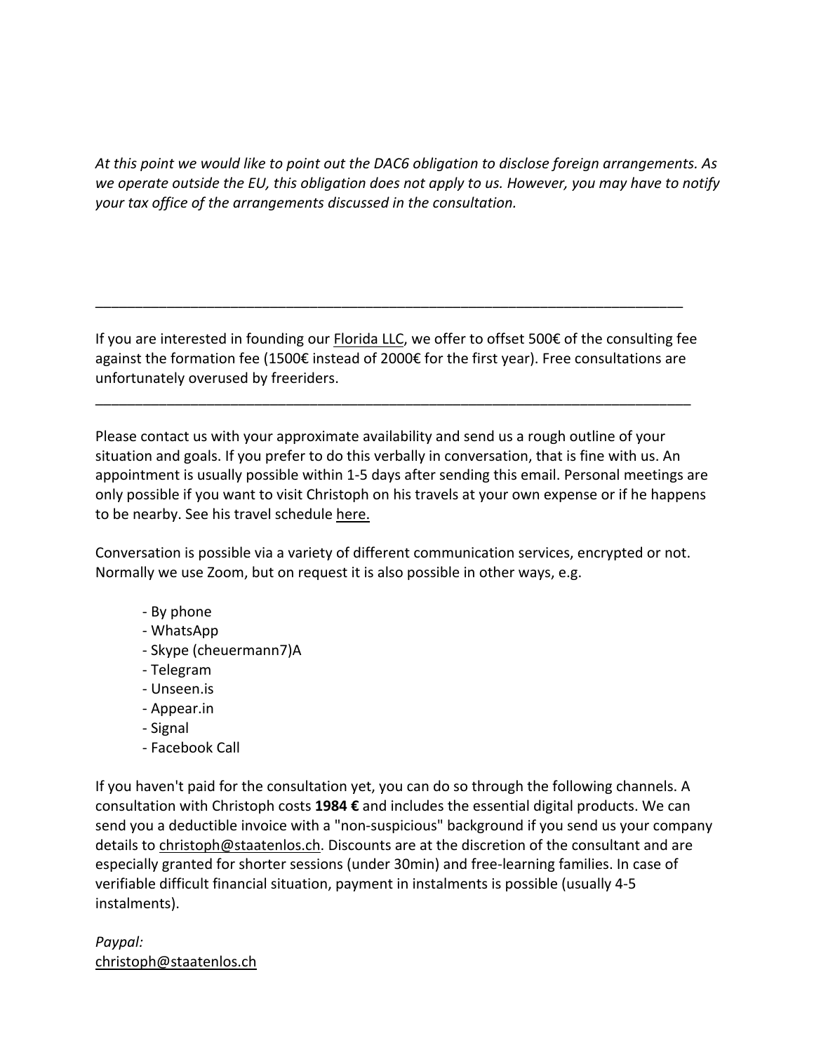*At this point we would like to point out the DAC6 obligation to disclose foreign arrangements. As we operate outside the EU, this obligation does not apply to us. However, you may have to notify your tax office of the arrangements discussed in the consultation.*

---

If you are interested in founding our Florida LLC, we offer to offset 500€ of the consulting fee against the formation fee (1500€ instead of 2000€ for the first year). Free consultations are unfortunately overused by freeriders.

---

Please contact us with your approximate availability and send us a rough outline of your situation and goals. If you prefer to do this verbally in conversation, that is fine with us. An appointment is usually possible within 1-5 days after sending this email. Personal meetings are only possible if you want to visit Christoph on his travels at your own expense or if he happens to be nearby. See his travel schedule here.

Conversation is possible via a variety of different communication services, encrypted or not. Normally we use Zoom, but on request it is also possible in other ways, e.g.

- By phone
- WhatsApp
- Skype (cheuermann7)A
- Telegram
- Unseen.is
- Appear.in
- Signal
- Facebook Call

If you haven't paid for the consultation yet, you can do so through the following channels. A consultation with Christoph costs **1984 €** and includes the essential digital products. We can send you a deductible invoice with a "non-suspicious" background if you send us your company details to christoph@staatenlos.ch. Discounts are at the discretion of the consultant and are especially granted for shorter sessions (under 30min) and free-learning families. In case of verifiable difficult financial situation, payment in instalments is possible (usually 4-5 instalments).

*Paypal:*
christoph@staatenlos.ch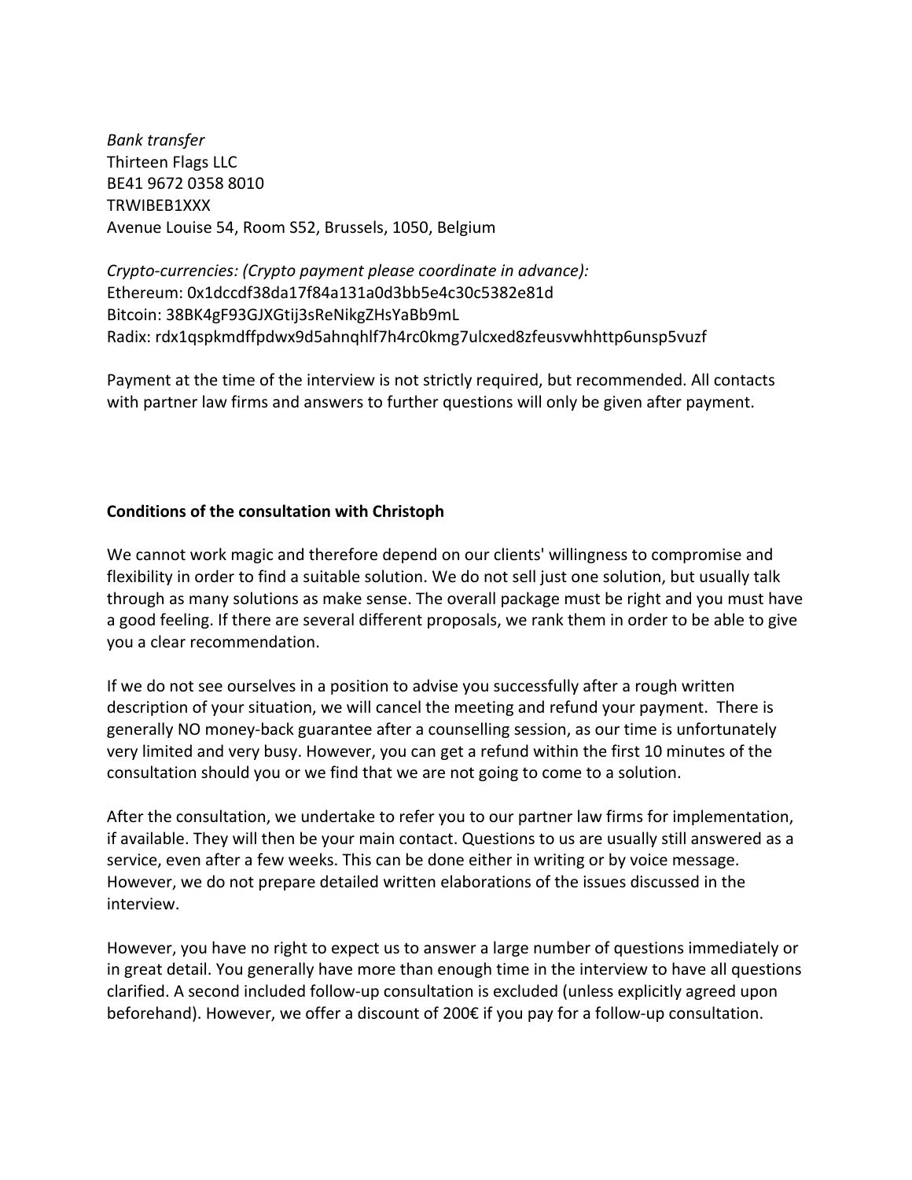*Bank transfer*
Thirteen Flags LLC
BE41 9672 0358 8010
TRWIBEB1XXX
Avenue Louise 54, Room S52, Brussels, 1050, Belgium

*Crypto-currencies: (Crypto payment please coordinate in advance):*
Ethereum: 0x1dccdf38da17f84a131a0d3bb5e4c30c5382e81d
Bitcoin: 38BK4gF93GJXGtij3sReNikgZHsYaBb9mL
Radix: rdx1qspkmdffpdwx9d5ahnqhlf7h4rc0kmg7ulcxed8zfeusvwhhttp6unsp5vuzf

Payment at the time of the interview is not strictly required, but recommended. All contacts with partner law firms and answers to further questions will only be given after payment.

**Conditions of the consultation with Christoph**

We cannot work magic and therefore depend on our clients' willingness to compromise and flexibility in order to find a suitable solution. We do not sell just one solution, but usually talk through as many solutions as make sense. The overall package must be right and you must have a good feeling. If there are several different proposals, we rank them in order to be able to give you a clear recommendation.

If we do not see ourselves in a position to advise you successfully after a rough written description of your situation, we will cancel the meeting and refund your payment. There is generally NO money-back guarantee after a counselling session, as our time is unfortunately very limited and very busy. However, you can get a refund within the first 10 minutes of the consultation should you or we find that we are not going to come to a solution.

After the consultation, we undertake to refer you to our partner law firms for implementation, if available. They will then be your main contact. Questions to us are usually still answered as a service, even after a few weeks. This can be done either in writing or by voice message. However, we do not prepare detailed written elaborations of the issues discussed in the interview.

However, you have no right to expect us to answer a large number of questions immediately or in great detail. You generally have more than enough time in the interview to have all questions clarified. A second included follow-up consultation is excluded (unless explicitly agreed upon beforehand). However, we offer a discount of 200€ if you pay for a follow-up consultation.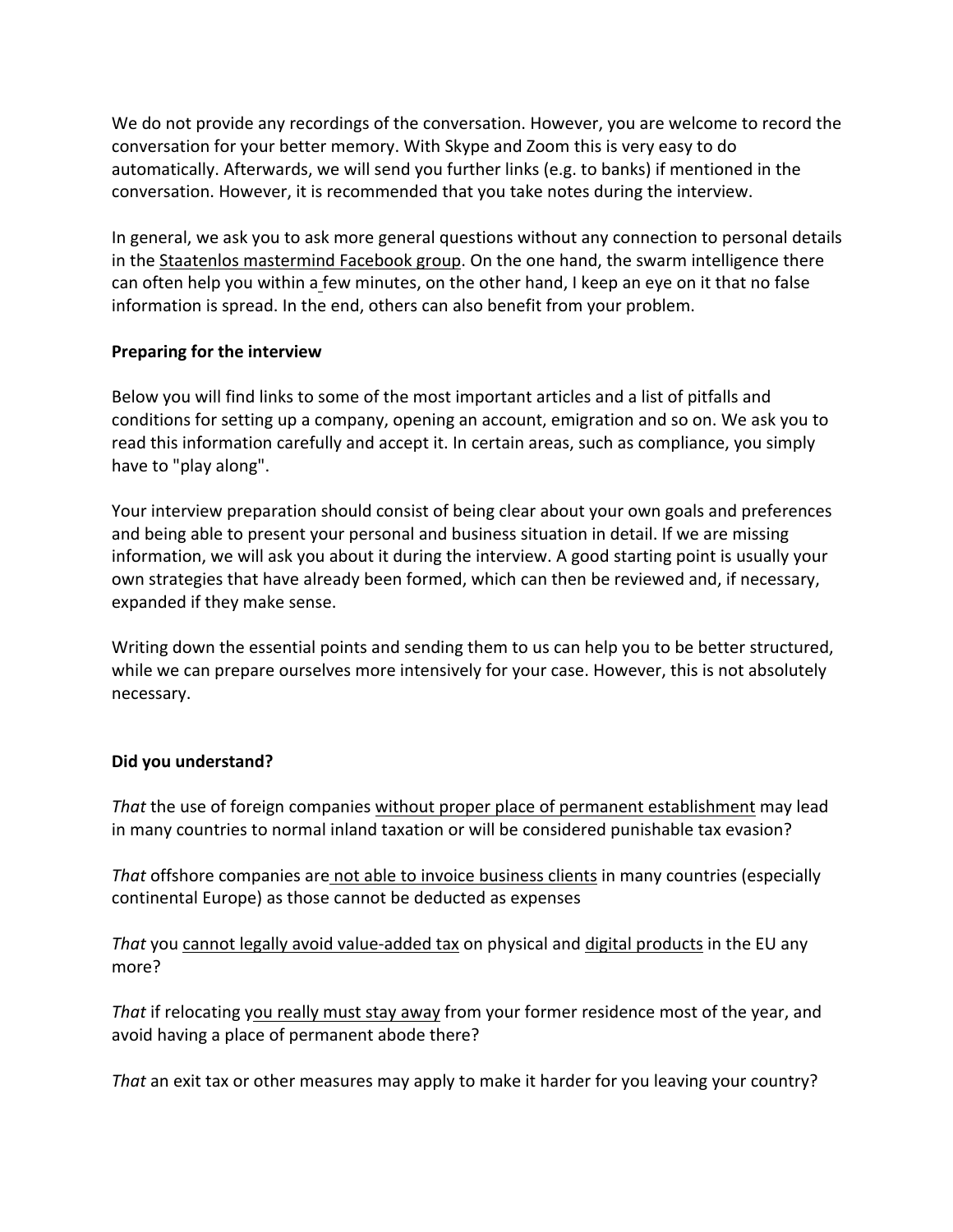We do not provide any recordings of the conversation. However, you are welcome to record the conversation for your better memory. With Skype and Zoom this is very easy to do automatically. Afterwards, we will send you further links (e.g. to banks) if mentioned in the conversation. However, it is recommended that you take notes during the interview.

In general, we ask you to ask more general questions without any connection to personal details in the Staatenlos mastermind Facebook group. On the one hand, the swarm intelligence there can often help you within a few minutes, on the other hand, I keep an eye on it that no false information is spread. In the end, others can also benefit from your problem.

**Preparing for the interview**

Below you will find links to some of the most important articles and a list of pitfalls and conditions for setting up a company, opening an account, emigration and so on. We ask you to read this information carefully and accept it. In certain areas, such as compliance, you simply have to "play along".

Your interview preparation should consist of being clear about your own goals and preferences and being able to present your personal and business situation in detail. If we are missing information, we will ask you about it during the interview. A good starting point is usually your own strategies that have already been formed, which can then be reviewed and, if necessary, expanded if they make sense.

Writing down the essential points and sending them to us can help you to be better structured, while we can prepare ourselves more intensively for your case. However, this is not absolutely necessary.

**Did you understand?**

*That* the use of foreign companies without proper place of permanent establishment may lead in many countries to normal inland taxation or will be considered punishable tax evasion?

*That* offshore companies are not able to invoice business clients in many countries (especially continental Europe) as those cannot be deducted as expenses

*That* you cannot legally avoid value-added tax on physical and digital products in the EU any more?

*That* if relocating you really must stay away from your former residence most of the year, and avoid having a place of permanent abode there?

*That* an exit tax or other measures may apply to make it harder for you leaving your country?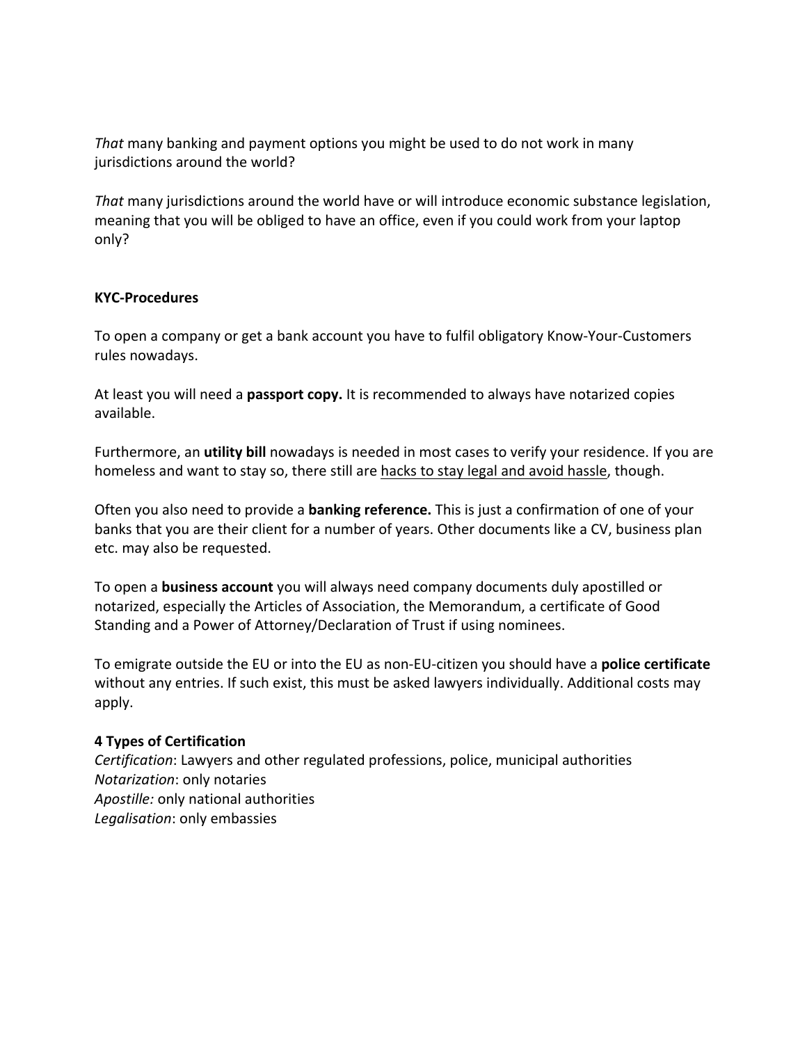*That* many banking and payment options you might be used to do not work in many jurisdictions around the world?

*That* many jurisdictions around the world have or will introduce economic substance legislation, meaning that you will be obliged to have an office, even if you could work from your laptop only?

**KYC-Procedures**

To open a company or get a bank account you have to fulfil obligatory Know-Your-Customers rules nowadays.

At least you will need a **passport copy.** It is recommended to always have notarized copies available.

Furthermore, an **utility bill** nowadays is needed in most cases to verify your residence. If you are homeless and want to stay so, there still are hacks to stay legal and avoid hassle, though.

Often you also need to provide a **banking reference.** This is just a confirmation of one of your banks that you are their client for a number of years. Other documents like a CV, business plan etc. may also be requested.

To open a **business account** you will always need company documents duly apostilled or notarized, especially the Articles of Association, the Memorandum, a certificate of Good Standing and a Power of Attorney/Declaration of Trust if using nominees.

To emigrate outside the EU or into the EU as non-EU-citizen you should have a **police certificate** without any entries. If such exist, this must be asked lawyers individually. Additional costs may apply.

**4 Types of Certification**

*Certification*: Lawyers and other regulated professions, police, municipal authorities
*Notarization*: only notaries
*Apostille:* only national authorities
*Legalisation*: only embassies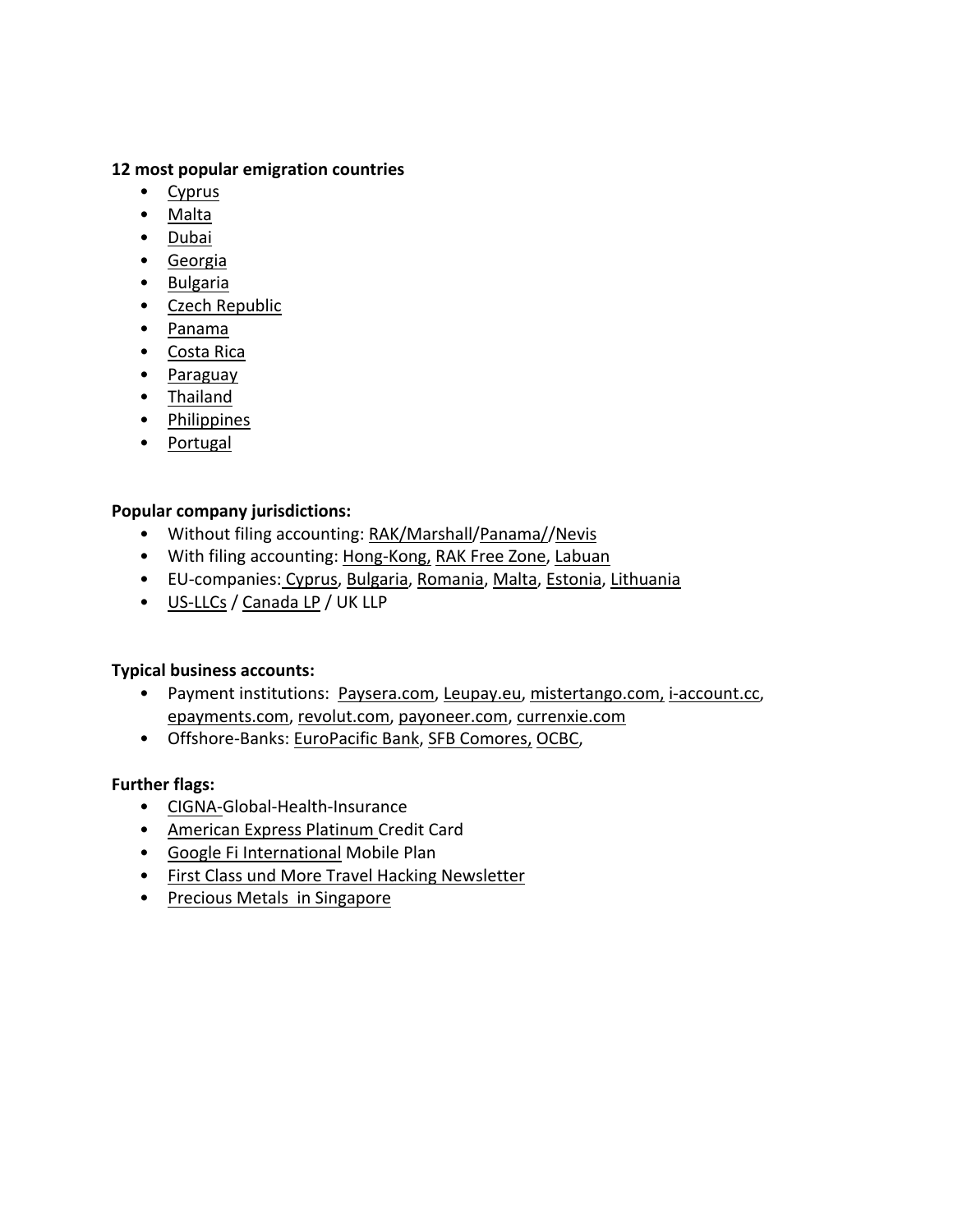**12 most popular emigration countries**

- Cyprus
- Malta
- Dubai
- Georgia
- Bulgaria
- Czech Republic
- Panama
- Costa Rica
- Paraguay
- Thailand
- Philippines
- Portugal

**Popular company jurisdictions:**

- Without filing accounting: RAK/Marshall/Panama//Nevis
- With filing accounting: Hong-Kong, RAK Free Zone, Labuan
- EU-companies: Cyprus, Bulgaria, Romania, Malta, Estonia, Lithuania
- US-LLCs / Canada LP / UK LLP

**Typical business accounts:**

- Payment institutions: Paysera.com, Leupay.eu, mistertango.com, i-account.cc, epayments.com, revolut.com, payoneer.com, currenxie.com
- Offshore-Banks: EuroPacific Bank, SFB Comores, OCBC,

**Further flags:**

- CIGNA-Global-Health-Insurance
- American Express Platinum Credit Card
- Google Fi International Mobile Plan
- First Class und More Travel Hacking Newsletter
- Precious Metals in Singapore